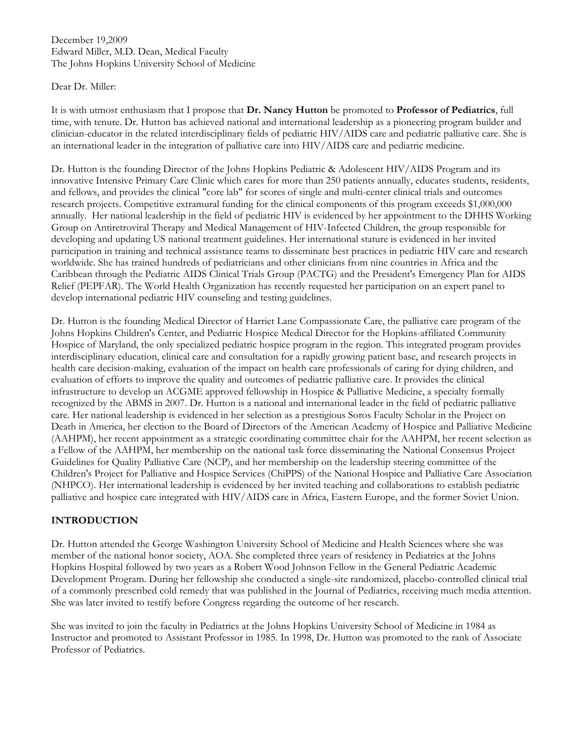December 19,2009
Edward Miller, M.D. Dean, Medical Faculty
The Johns Hopkins University School of Medicine

Dear Dr. Miller:

It is with utmost enthusiasm that I propose that **Dr. Nancy Hutton** be promoted to **Professor of Pediatrics**, full time, with tenure. Dr. Hutton has achieved national and international leadership as a pioneering program builder and clinician-educator in the related interdisciplinary fields of pediatric HIV/AIDS care and pediatric palliative care. She is an international leader in the integration of palliative care into HIV/AIDS care and pediatric medicine.

Dr. Hutton is the founding Director of the Johns Hopkins Pediatric & Adolescent HIV/AIDS Program and its innovative Intensive Primary Care Clinic which cares for more than 250 patients annually, educates students, residents, and fellows, and provides the clinical "core lab" for scores of single and multi-center clinical trials and outcomes research projects. Competitive extramural funding for the clinical components of this program exceeds $1,000,000 annually. Her national leadership in the field of pediatric HIV is evidenced by her appointment to the DHHS Working Group on Antiretroviral Therapy and Medical Management of HIV-Infected Children, the group responsible for developing and updating US national treatment guidelines. Her international stature is evidenced in her invited participation in training and technical assistance teams to disseminate best practices in pediatric HIV care and research worldwide. She has trained hundreds of pediatricians and other clinicians from nine countries in Africa and the Caribbean through the Pediatric AIDS Clinical Trials Group (PACTG) and the President's Emergency Plan for AIDS Relief (PEPFAR). The World Health Organization has recently requested her participation on an expert panel to develop international pediatric HIV counseling and testing guidelines.

Dr. Hutton is the founding Medical Director of Harriet Lane Compassionate Care, the palliative care program of the Johns Hopkins Children's Center, and Pediatric Hospice Medical Director for the Hopkins-affiliated Community Hospice of Maryland, the only specialized pediatric hospice program in the region. This integrated program provides interdisciplinary education, clinical care and consultation for a rapidly growing patient base, and research projects in health care decision-making, evaluation of the impact on health care professionals of caring for dying children, and evaluation of efforts to improve the quality and outcomes of pediatric palliative care. It provides the clinical infrastructure to develop an ACGME approved fellowship in Hospice & Palliative Medicine, a specialty formally recognized by the ABMS in 2007. Dr. Hutton is a national and international leader in the field of pediatric palliative care. Her national leadership is evidenced in her selection as a prestigious Soros Faculty Scholar in the Project on Death in America, her election to the Board of Directors of the American Academy of Hospice and Palliative Medicine (AAHPM), her recent appointment as a strategic coordinating committee chair for the AAHPM, her recent selection as a Fellow of the AAHPM, her membership on the national task force disseminating the National Consensus Project Guidelines for Quality Palliative Care (NCP), and her membership on the leadership steering committee of the Children's Project for Palliative and Hospice Services (ChiPPS) of the National Hospice and Palliative Care Association (NHPCO). Her international leadership is evidenced by her invited teaching and collaborations to establish pediatric palliative and hospice care integrated with HIV/AIDS care in Africa, Eastern Europe, and the former Soviet Union.

## INTRODUCTION

Dr. Hutton attended the George Washington University School of Medicine and Health Sciences where she was member of the national honor society, AOA. She completed three years of residency in Pediatrics at the Johns Hopkins Hospital followed by two years as a Robert Wood Johnson Fellow in the General Pediatric Academic Development Program. During her fellowship she conducted a single-site randomized, placebo-controlled clinical trial of a commonly prescribed cold remedy that was published in the Journal of Pediatrics, receiving much media attention. She was later invited to testify before Congress regarding the outcome of her research.

She was invited to join the faculty in Pediatrics at the Johns Hopkins University School of Medicine in 1984 as Instructor and promoted to Assistant Professor in 1985. In 1998, Dr. Hutton was promoted to the rank of Associate Professor of Pediatrics.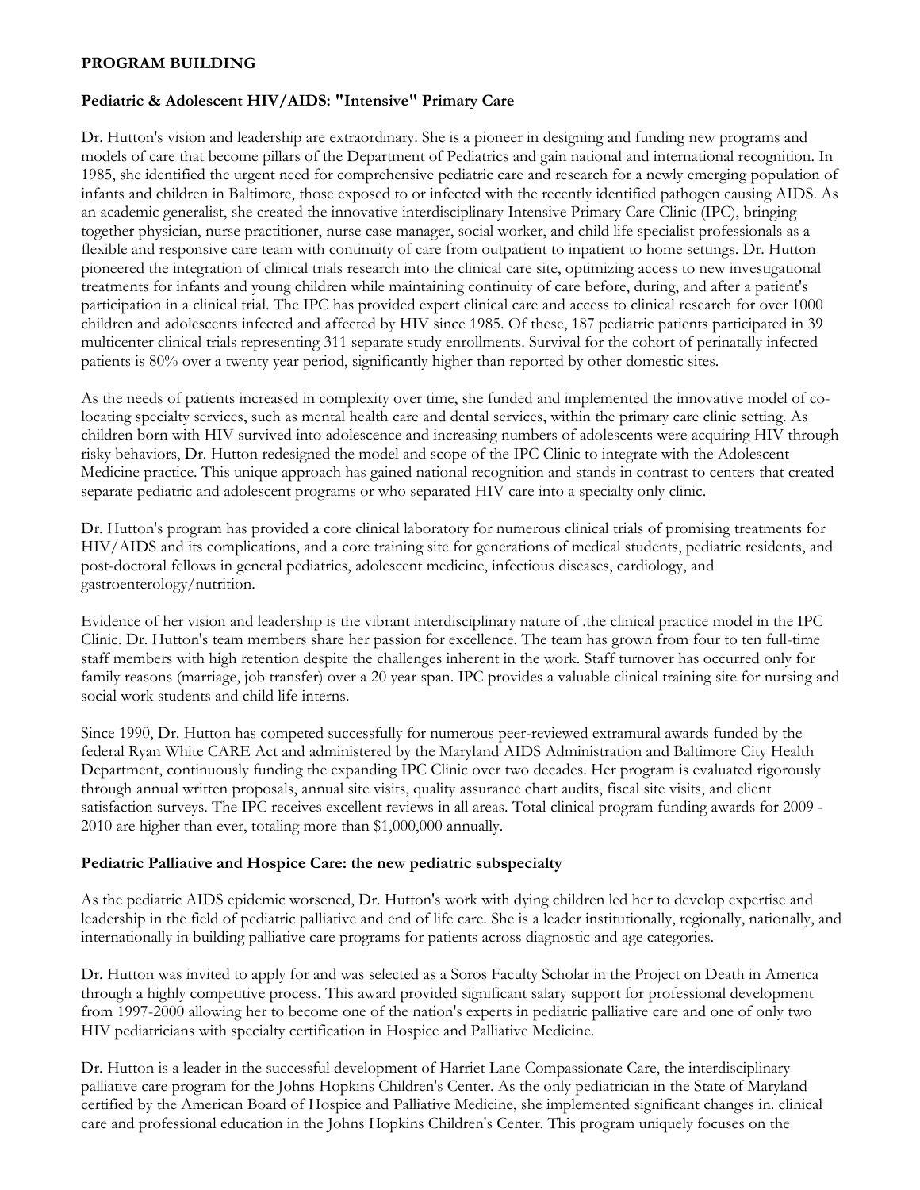**PROGRAM BUILDING**

**Pediatric & Adolescent HIV/AIDS: "Intensive" Primary Care**

Dr. Hutton's vision and leadership are extraordinary. She is a pioneer in designing and funding new programs and models of care that become pillars of the Department of Pediatrics and gain national and international recognition. In 1985, she identified the urgent need for comprehensive pediatric care and research for a newly emerging population of infants and children in Baltimore, those exposed to or infected with the recently identified pathogen causing AIDS. As an academic generalist, she created the innovative interdisciplinary Intensive Primary Care Clinic (IPC), bringing together physician, nurse practitioner, nurse case manager, social worker, and child life specialist professionals as a flexible and responsive care team with continuity of care from outpatient to inpatient to home settings. Dr. Hutton pioneered the integration of clinical trials research into the clinical care site, optimizing access to new investigational treatments for infants and young children while maintaining continuity of care before, during, and after a patient's participation in a clinical trial. The IPC has provided expert clinical care and access to clinical research for over 1000 children and adolescents infected and affected by HIV since 1985. Of these, 187 pediatric patients participated in 39 multicenter clinical trials representing 311 separate study enrollments. Survival for the cohort of perinatally infected patients is 80% over a twenty year period, significantly higher than reported by other domestic sites.

As the needs of patients increased in complexity over time, she funded and implemented the innovative model of co-locating specialty services, such as mental health care and dental services, within the primary care clinic setting. As children born with HIV survived into adolescence and increasing numbers of adolescents were acquiring HIV through risky behaviors, Dr. Hutton redesigned the model and scope of the IPC Clinic to integrate with the Adolescent Medicine practice. This unique approach has gained national recognition and stands in contrast to centers that created separate pediatric and adolescent programs or who separated HIV care into a specialty only clinic.

Dr. Hutton's program has provided a core clinical laboratory for numerous clinical trials of promising treatments for HIV/AIDS and its complications, and a core training site for generations of medical students, pediatric residents, and post-doctoral fellows in general pediatrics, adolescent medicine, infectious diseases, cardiology, and gastroenterology/nutrition.

Evidence of her vision and leadership is the vibrant interdisciplinary nature of .the clinical practice model in the IPC Clinic. Dr. Hutton's team members share her passion for excellence. The team has grown from four to ten full-time staff members with high retention despite the challenges inherent in the work. Staff turnover has occurred only for family reasons (marriage, job transfer) over a 20 year span. IPC provides a valuable clinical training site for nursing and social work students and child life interns.

Since 1990, Dr. Hutton has competed successfully for numerous peer-reviewed extramural awards funded by the federal Ryan White CARE Act and administered by the Maryland AIDS Administration and Baltimore City Health Department, continuously funding the expanding IPC Clinic over two decades. Her program is evaluated rigorously through annual written proposals, annual site visits, quality assurance chart audits, fiscal site visits, and client satisfaction surveys. The IPC receives excellent reviews in all areas. Total clinical program funding awards for 2009 - 2010 are higher than ever, totaling more than $1,000,000 annually.

**Pediatric Palliative and Hospice Care: the new pediatric subspecialty**

As the pediatric AIDS epidemic worsened, Dr. Hutton's work with dying children led her to develop expertise and leadership in the field of pediatric palliative and end of life care. She is a leader institutionally, regionally, nationally, and internationally in building palliative care programs for patients across diagnostic and age categories.

Dr. Hutton was invited to apply for and was selected as a Soros Faculty Scholar in the Project on Death in America through a highly competitive process. This award provided significant salary support for professional development from 1997-2000 allowing her to become one of the nation's experts in pediatric palliative care and one of only two HIV pediatricians with specialty certification in Hospice and Palliative Medicine.

Dr. Hutton is a leader in the successful development of Harriet Lane Compassionate Care, the interdisciplinary palliative care program for the Johns Hopkins Children's Center. As the only pediatrician in the State of Maryland certified by the American Board of Hospice and Palliative Medicine, she implemented significant changes in. clinical care and professional education in the Johns Hopkins Children's Center. This program uniquely focuses on the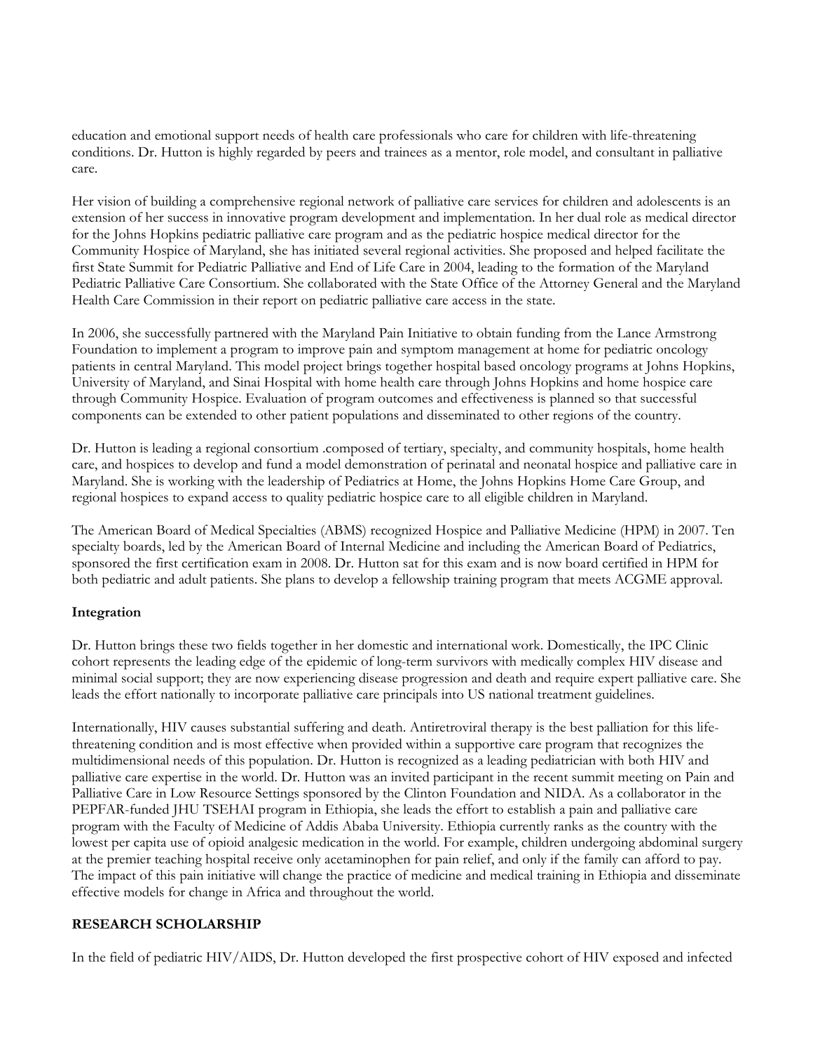education and emotional support needs of health care professionals who care for children with life-threatening conditions. Dr. Hutton is highly regarded by peers and trainees as a mentor, role model, and consultant in palliative care.

Her vision of building a comprehensive regional network of palliative care services for children and adolescents is an extension of her success in innovative program development and implementation. In her dual role as medical director for the Johns Hopkins pediatric palliative care program and as the pediatric hospice medical director for the Community Hospice of Maryland, she has initiated several regional activities. She proposed and helped facilitate the first State Summit for Pediatric Palliative and End of Life Care in 2004, leading to the formation of the Maryland Pediatric Palliative Care Consortium. She collaborated with the State Office of the Attorney General and the Maryland Health Care Commission in their report on pediatric palliative care access in the state.

In 2006, she successfully partnered with the Maryland Pain Initiative to obtain funding from the Lance Armstrong Foundation to implement a program to improve pain and symptom management at home for pediatric oncology patients in central Maryland. This model project brings together hospital based oncology programs at Johns Hopkins, University of Maryland, and Sinai Hospital with home health care through Johns Hopkins and home hospice care through Community Hospice. Evaluation of program outcomes and effectiveness is planned so that successful components can be extended to other patient populations and disseminated to other regions of the country.

Dr. Hutton is leading a regional consortium .composed of tertiary, specialty, and community hospitals, home health care, and hospices to develop and fund a model demonstration of perinatal and neonatal hospice and palliative care in Maryland. She is working with the leadership of Pediatrics at Home, the Johns Hopkins Home Care Group, and regional hospices to expand access to quality pediatric hospice care to all eligible children in Maryland.

The American Board of Medical Specialties (ABMS) recognized Hospice and Palliative Medicine (HPM) in 2007. Ten specialty boards, led by the American Board of Internal Medicine and including the American Board of Pediatrics, sponsored the first certification exam in 2008. Dr. Hutton sat for this exam and is now board certified in HPM for both pediatric and adult patients. She plans to develop a fellowship training program that meets ACGME approval.

**Integration**

Dr. Hutton brings these two fields together in her domestic and international work. Domestically, the IPC Clinic cohort represents the leading edge of the epidemic of long-term survivors with medically complex HIV disease and minimal social support; they are now experiencing disease progression and death and require expert palliative care. She leads the effort nationally to incorporate palliative care principals into US national treatment guidelines.

Internationally, HIV causes substantial suffering and death. Antiretroviral therapy is the best palliation for this life-threatening condition and is most effective when provided within a supportive care program that recognizes the multidimensional needs of this population. Dr. Hutton is recognized as a leading pediatrician with both HIV and palliative care expertise in the world. Dr. Hutton was an invited participant in the recent summit meeting on Pain and Palliative Care in Low Resource Settings sponsored by the Clinton Foundation and NIDA. As a collaborator in the PEPFAR-funded JHU TSEHAI program in Ethiopia, she leads the effort to establish a pain and palliative care program with the Faculty of Medicine of Addis Ababa University. Ethiopia currently ranks as the country with the lowest per capita use of opioid analgesic medication in the world. For example, children undergoing abdominal surgery at the premier teaching hospital receive only acetaminophen for pain relief, and only if the family can afford to pay. The impact of this pain initiative will change the practice of medicine and medical training in Ethiopia and disseminate effective models for change in Africa and throughout the world.

**RESEARCH SCHOLARSHIP**

In the field of pediatric HIV/AIDS, Dr. Hutton developed the first prospective cohort of HIV exposed and infected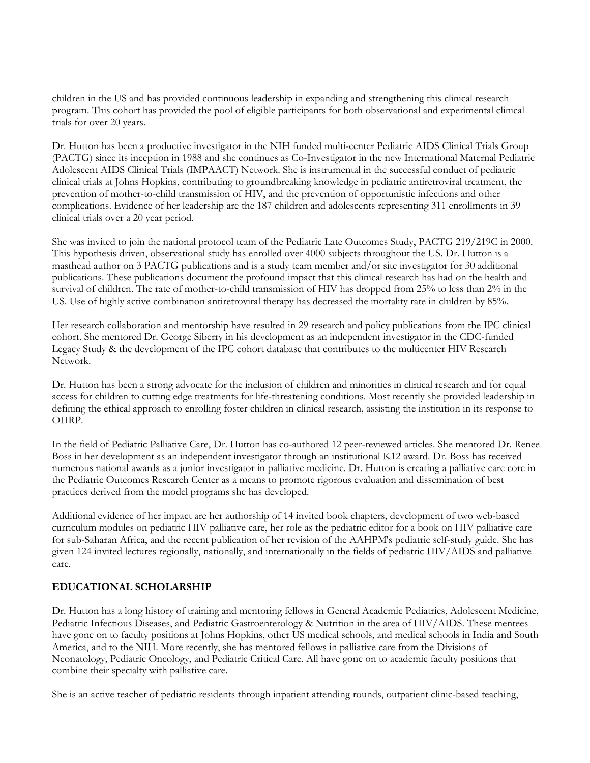children in the US and has provided continuous leadership in expanding and strengthening this clinical research program. This cohort has provided the pool of eligible participants for both observational and experimental clinical trials for over 20 years.

Dr. Hutton has been a productive investigator in the NIH funded multi-center Pediatric AIDS Clinical Trials Group (PACTG) since its inception in 1988 and she continues as Co-Investigator in the new International Maternal Pediatric Adolescent AIDS Clinical Trials (IMPAACT) Network. She is instrumental in the successful conduct of pediatric clinical trials at Johns Hopkins, contributing to groundbreaking knowledge in pediatric antiretroviral treatment, the prevention of mother-to-child transmission of HIV, and the prevention of opportunistic infections and other complications. Evidence of her leadership are the 187 children and adolescents representing 311 enrollments in 39 clinical trials over a 20 year period.

She was invited to join the national protocol team of the Pediatric Late Outcomes Study, PACTG 219/219C in 2000. This hypothesis driven, observational study has enrolled over 4000 subjects throughout the US. Dr. Hutton is a masthead author on 3 PACTG publications and is a study team member and/or site investigator for 30 additional publications. These publications document the profound impact that this clinical research has had on the health and survival of children. The rate of mother-to-child transmission of HIV has dropped from 25% to less than 2% in the US. Use of highly active combination antiretroviral therapy has decreased the mortality rate in children by 85%.

Her research collaboration and mentorship have resulted in 29 research and policy publications from the IPC clinical cohort. She mentored Dr. George Siberry in his development as an independent investigator in the CDC-funded Legacy Study & the development of the IPC cohort database that contributes to the multicenter HIV Research Network.

Dr. Hutton has been a strong advocate for the inclusion of children and minorities in clinical research and for equal access for children to cutting edge treatments for life-threatening conditions. Most recently she provided leadership in defining the ethical approach to enrolling foster children in clinical research, assisting the institution in its response to OHRP.

In the field of Pediatric Palliative Care, Dr. Hutton has co-authored 12 peer-reviewed articles. She mentored Dr. Renee Boss in her development as an independent investigator through an institutional K12 award. Dr. Boss has received numerous national awards as a junior investigator in palliative medicine. Dr. Hutton is creating a palliative care core in the Pediatric Outcomes Research Center as a means to promote rigorous evaluation and dissemination of best practices derived from the model programs she has developed.

Additional evidence of her impact are her authorship of 14 invited book chapters, development of two web-based curriculum modules on pediatric HIV palliative care, her role as the pediatric editor for a book on HIV palliative care for sub-Saharan Africa, and the recent publication of her revision of the AAHPM's pediatric self-study guide. She has given 124 invited lectures regionally, nationally, and internationally in the fields of pediatric HIV/AIDS and palliative care.

**EDUCATIONAL SCHOLARSHIP**

Dr. Hutton has a long history of training and mentoring fellows in General Academic Pediatrics, Adolescent Medicine, Pediatric Infectious Diseases, and Pediatric Gastroenterology & Nutrition in the area of HIV/AIDS. These mentees have gone on to faculty positions at Johns Hopkins, other US medical schools, and medical schools in India and South America, and to the NIH. More recently, she has mentored fellows in palliative care from the Divisions of Neonatology, Pediatric Oncology, and Pediatric Critical Care. All have gone on to academic faculty positions that combine their specialty with palliative care.

She is an active teacher of pediatric residents through inpatient attending rounds, outpatient clinic-based teaching,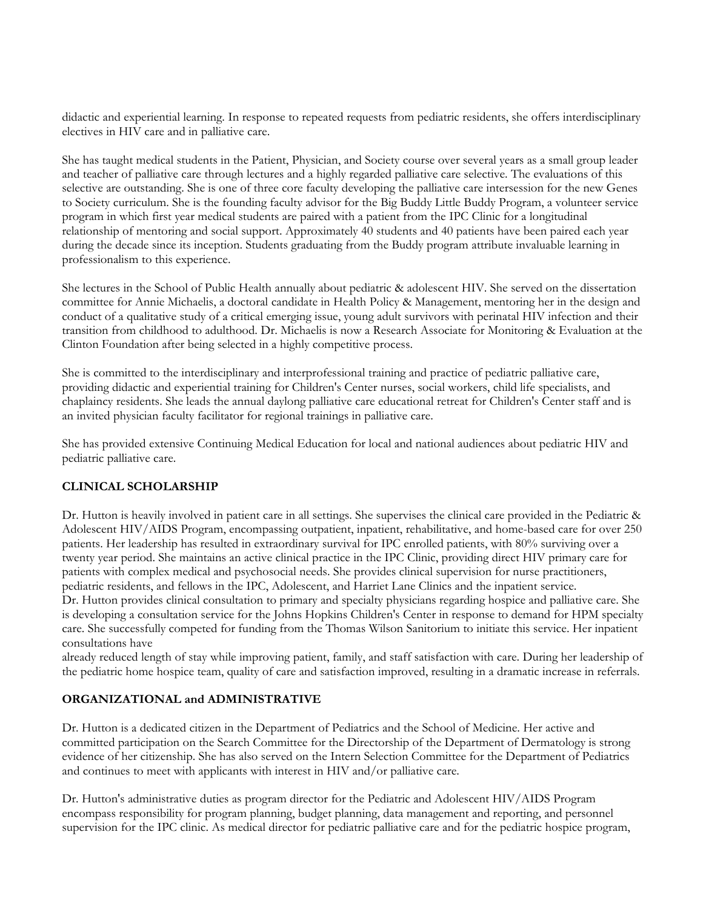didactic and experiential learning. In response to repeated requests from pediatric residents, she offers interdisciplinary electives in HIV care and in palliative care.

She has taught medical students in the Patient, Physician, and Society course over several years as a small group leader and teacher of palliative care through lectures and a highly regarded palliative care selective. The evaluations of this selective are outstanding. She is one of three core faculty developing the palliative care intersession for the new Genes to Society curriculum. She is the founding faculty advisor for the Big Buddy Little Buddy Program, a volunteer service program in which first year medical students are paired with a patient from the IPC Clinic for a longitudinal relationship of mentoring and social support. Approximately 40 students and 40 patients have been paired each year during the decade since its inception. Students graduating from the Buddy program attribute invaluable learning in professionalism to this experience.

She lectures in the School of Public Health annually about pediatric & adolescent HIV. She served on the dissertation committee for Annie Michaelis, a doctoral candidate in Health Policy & Management, mentoring her in the design and conduct of a qualitative study of a critical emerging issue, young adult survivors with perinatal HIV infection and their transition from childhood to adulthood. Dr. Michaelis is now a Research Associate for Monitoring & Evaluation at the Clinton Foundation after being selected in a highly competitive process.

She is committed to the interdisciplinary and interprofessional training and practice of pediatric palliative care, providing didactic and experiential training for Children's Center nurses, social workers, child life specialists, and chaplaincy residents. She leads the annual daylong palliative care educational retreat for Children's Center staff and is an invited physician faculty facilitator for regional trainings in palliative care.

She has provided extensive Continuing Medical Education for local and national audiences about pediatric HIV and pediatric palliative care.

## CLINICAL SCHOLARSHIP

Dr. Hutton is heavily involved in patient care in all settings. She supervises the clinical care provided in the Pediatric & Adolescent HIV/AIDS Program, encompassing outpatient, inpatient, rehabilitative, and home-based care for over 250 patients. Her leadership has resulted in extraordinary survival for IPC enrolled patients, with 80% surviving over a twenty year period. She maintains an active clinical practice in the IPC Clinic, providing direct HIV primary care for patients with complex medical and psychosocial needs. She provides clinical supervision for nurse practitioners, pediatric residents, and fellows in the IPC, Adolescent, and Harriet Lane Clinics and the inpatient service.
Dr. Hutton provides clinical consultation to primary and specialty physicians regarding hospice and palliative care. She is developing a consultation service for the Johns Hopkins Children's Center in response to demand for HPM specialty care. She successfully competed for funding from the Thomas Wilson Sanitorium to initiate this service. Her inpatient consultations have
already reduced length of stay while improving patient, family, and staff satisfaction with care. During her leadership of the pediatric home hospice team, quality of care and satisfaction improved, resulting in a dramatic increase in referrals.

## ORGANIZATIONAL and ADMINISTRATIVE

Dr. Hutton is a dedicated citizen in the Department of Pediatrics and the School of Medicine. Her active and committed participation on the Search Committee for the Directorship of the Department of Dermatology is strong evidence of her citizenship. She has also served on the Intern Selection Committee for the Department of Pediatrics and continues to meet with applicants with interest in HIV and/or palliative care.

Dr. Hutton's administrative duties as program director for the Pediatric and Adolescent HIV/AIDS Program encompass responsibility for program planning, budget planning, data management and reporting, and personnel supervision for the IPC clinic. As medical director for pediatric palliative care and for the pediatric hospice program,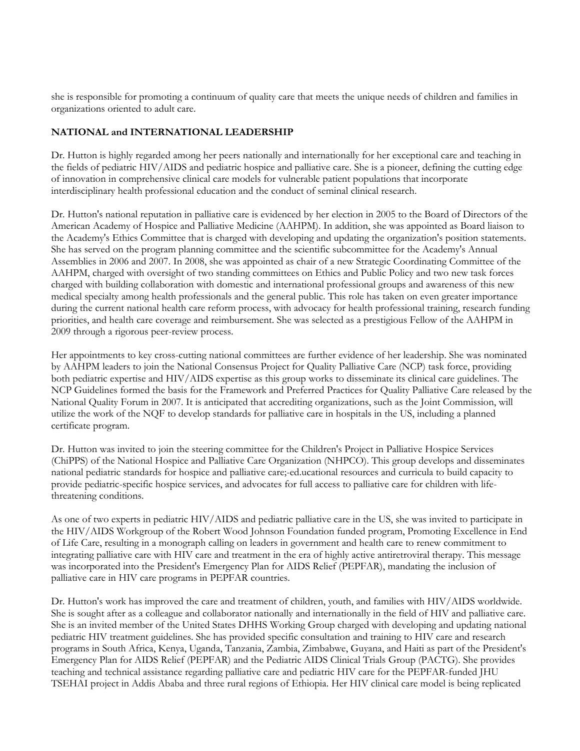she is responsible for promoting a continuum of quality care that meets the unique needs of children and families in organizations oriented to adult care.

**NATIONAL and INTERNATIONAL LEADERSHIP**

Dr. Hutton is highly regarded among her peers nationally and internationally for her exceptional care and teaching in the fields of pediatric HIV/AIDS and pediatric hospice and palliative care. She is a pioneer, defining the cutting edge of innovation in comprehensive clinical care models for vulnerable patient populations that incorporate interdisciplinary health professional education and the conduct of seminal clinical research.

Dr. Hutton's national reputation in palliative care is evidenced by her election in 2005 to the Board of Directors of the American Academy of Hospice and Palliative Medicine (AAHPM). In addition, she was appointed as Board liaison to the Academy's Ethics Committee that is charged with developing and updating the organization's position statements. She has served on the program planning committee and the scientific subcommittee for the Academy's Annual Assemblies in 2006 and 2007. In 2008, she was appointed as chair of a new Strategic Coordinating Committee of the AAHPM, charged with oversight of two standing committees on Ethics and Public Policy and two new task forces charged with building collaboration with domestic and international professional groups and awareness of this new medical specialty among health professionals and the general public. This role has taken on even greater importance during the current national health care reform process, with advocacy for health professional training, research funding priorities, and health care coverage and reimbursement. She was selected as a prestigious Fellow of the AAHPM in 2009 through a rigorous peer-review process.

Her appointments to key cross-cutting national committees are further evidence of her leadership. She was nominated by AAHPM leaders to join the National Consensus Project for Quality Palliative Care (NCP) task force, providing both pediatric expertise and HIV/AIDS expertise as this group works to disseminate its clinical care guidelines. The NCP Guidelines formed the basis for the Framework and Preferred Practices for Quality Palliative Care released by the National Quality Forum in 2007. It is anticipated that accrediting organizations, such as the Joint Commission, will utilize the work of the NQF to develop standards for palliative care in hospitals in the US, including a planned certificate program.

Dr. Hutton was invited to join the steering committee for the Children's Project in Palliative Hospice Services (ChiPPS) of the National Hospice and Palliative Care Organization (NHPCO). This group develops and disseminates national pediatric standards for hospice and palliative care;-ed.ucational resources and curricula to build capacity to provide pediatric-specific hospice services, and advocates for full access to palliative care for children with life-threatening conditions.

As one of two experts in pediatric HIV/AIDS and pediatric palliative care in the US, she was invited to participate in the HIV/AIDS Workgroup of the Robert Wood Johnson Foundation funded program, Promoting Excellence in End of Life Care, resulting in a monograph calling on leaders in government and health care to renew commitment to integrating palliative care with HIV care and treatment in the era of highly active antiretroviral therapy. This message was incorporated into the President's Emergency Plan for AIDS Relief (PEPFAR), mandating the inclusion of palliative care in HIV care programs in PEPFAR countries.

Dr. Hutton's work has improved the care and treatment of children, youth, and families with HIV/AIDS worldwide. She is sought after as a colleague and collaborator nationally and internationally in the field of HIV and palliative care. She is an invited member of the United States DHHS Working Group charged with developing and updating national pediatric HIV treatment guidelines. She has provided specific consultation and training to HIV care and research programs in South Africa, Kenya, Uganda, Tanzania, Zambia, Zimbabwe, Guyana, and Haiti as part of the President's Emergency Plan for AIDS Relief (PEPFAR) and the Pediatric AIDS Clinical Trials Group (PACTG). She provides teaching and technical assistance regarding palliative care and pediatric HIV care for the PEPFAR-funded JHU TSEHAI project in Addis Ababa and three rural regions of Ethiopia. Her HIV clinical care model is being replicated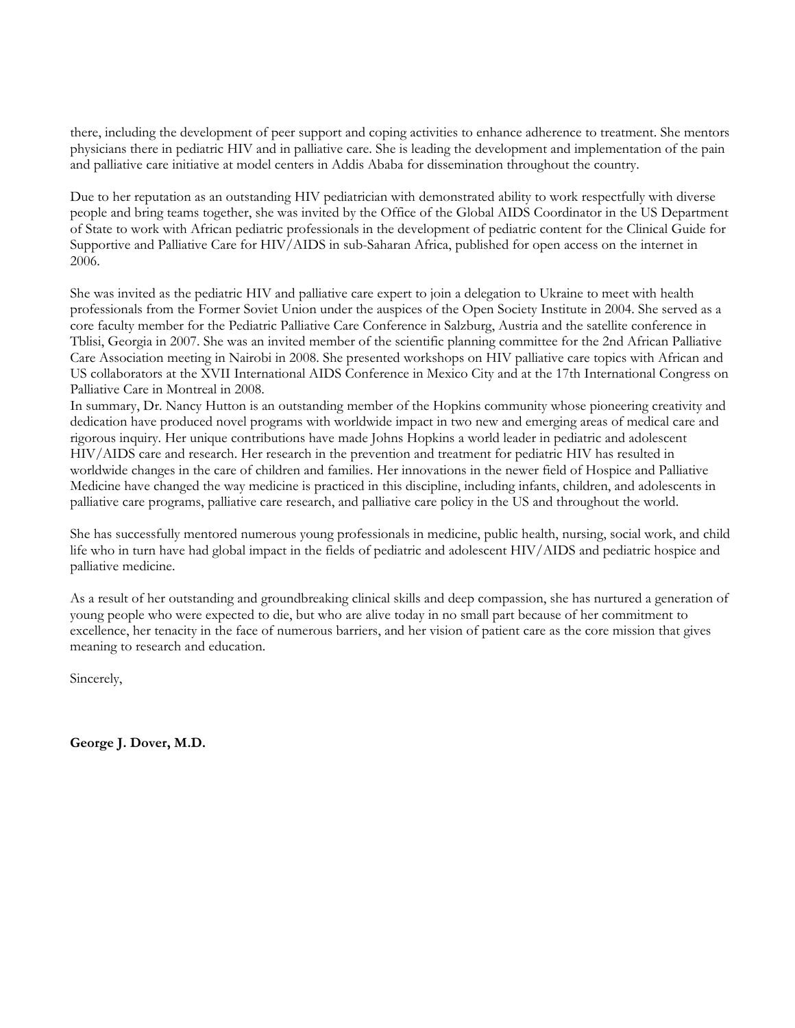there, including the development of peer support and coping activities to enhance adherence to treatment. She mentors physicians there in pediatric HIV and in palliative care. She is leading the development and implementation of the pain and palliative care initiative at model centers in Addis Ababa for dissemination throughout the country.

Due to her reputation as an outstanding HIV pediatrician with demonstrated ability to work respectfully with diverse people and bring teams together, she was invited by the Office of the Global AIDS Coordinator in the US Department of State to work with African pediatric professionals in the development of pediatric content for the Clinical Guide for Supportive and Palliative Care for HIV/AIDS in sub-Saharan Africa, published for open access on the internet in 2006.

She was invited as the pediatric HIV and palliative care expert to join a delegation to Ukraine to meet with health professionals from the Former Soviet Union under the auspices of the Open Society Institute in 2004. She served as a core faculty member for the Pediatric Palliative Care Conference in Salzburg, Austria and the satellite conference in Tblisi, Georgia in 2007. She was an invited member of the scientific planning committee for the 2nd African Palliative Care Association meeting in Nairobi in 2008. She presented workshops on HIV palliative care topics with African and US collaborators at the XVII International AIDS Conference in Mexico City and at the 17th International Congress on Palliative Care in Montreal in 2008.

In summary, Dr. Nancy Hutton is an outstanding member of the Hopkins community whose pioneering creativity and dedication have produced novel programs with worldwide impact in two new and emerging areas of medical care and rigorous inquiry. Her unique contributions have made Johns Hopkins a world leader in pediatric and adolescent HIV/AIDS care and research. Her research in the prevention and treatment for pediatric HIV has resulted in worldwide changes in the care of children and families. Her innovations in the newer field of Hospice and Palliative Medicine have changed the way medicine is practiced in this discipline, including infants, children, and adolescents in palliative care programs, palliative care research, and palliative care policy in the US and throughout the world.

She has successfully mentored numerous young professionals in medicine, public health, nursing, social work, and child life who in turn have had global impact in the fields of pediatric and adolescent HIV/AIDS and pediatric hospice and palliative medicine.

As a result of her outstanding and groundbreaking clinical skills and deep compassion, she has nurtured a generation of young people who were expected to die, but who are alive today in no small part because of her commitment to excellence, her tenacity in the face of numerous barriers, and her vision of patient care as the core mission that gives meaning to research and education.

Sincerely,

**George J. Dover, M.D.**